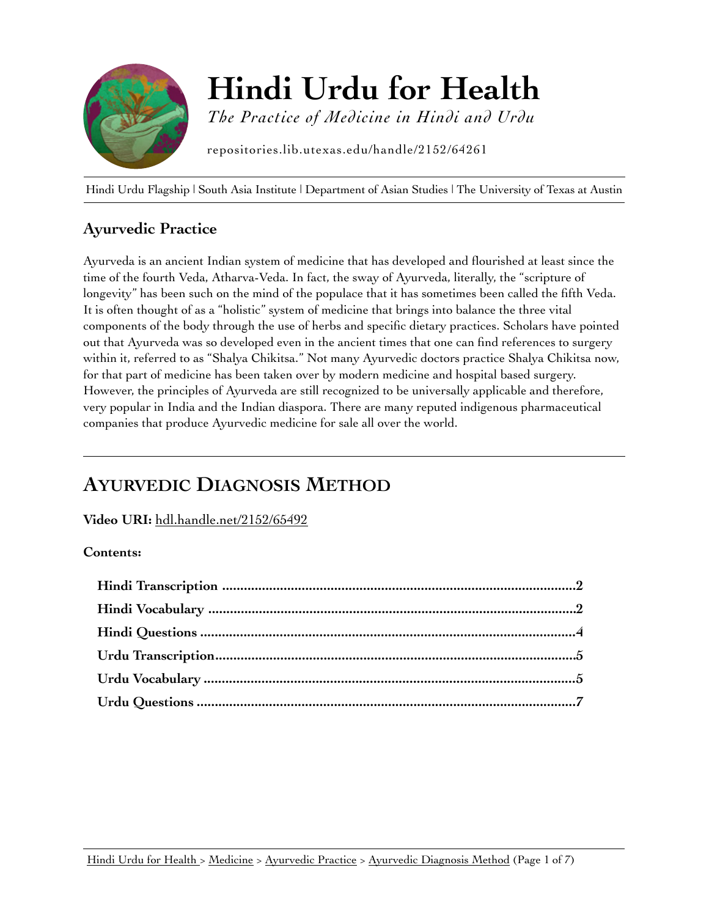# Hindi Urdu for Health

*The Practice of Medicine in Hindi and Urdu*

repositories.lib.utexas.edu/handle/2152/64261

Hindi Urdu Flagship | South Asia Institute | Department of Asian Studies | The University of Texas at Austin

## Ayurvedic Practice

Ayurveda is an ancient Indian system of medicine that has developed and flourished at least since the time of the fourth Veda, Atharva-Veda. In fact, the sway of Ayurveda, literally, the "scripture of longevity" has been such on the mind of the populace that it has sometimes been called the fifth Veda. It is often thought of as a "holistic" system of medicine that brings into balance the three vital components of the body through the use of herbs and specific dietary practices. Scholars have pointed out that Ayurveda was so developed even in the ancient times that one can find references to surgery within it, referred to as "Shalya Chikitsa." Not many Ayurvedic doctors practice Shalya Chikitsa now, for that part of medicine has been taken over by modern medicine and hospital based surgery. However, the principles of Ayurveda are still recognized to be universally applicable and therefore, very popular in India and the Indian diaspora. There are many reputed indigenous pharmaceutical companies that produce Ayurvedic medicine for sale all over the world.

---

## AYURVEDIC DIAGNOSIS METHOD

**Video URI:** hdl.handle.net/2152/65492

**Contents:**

- **Hindi Transcription** .......... 2
- **Hindi Vocabulary** .......... 2
- **Hindi Questions** .......... 4
- **Urdu Transcription** .......... 5
- **Urdu Vocabulary** .......... 5
- **Urdu Questions** .......... 7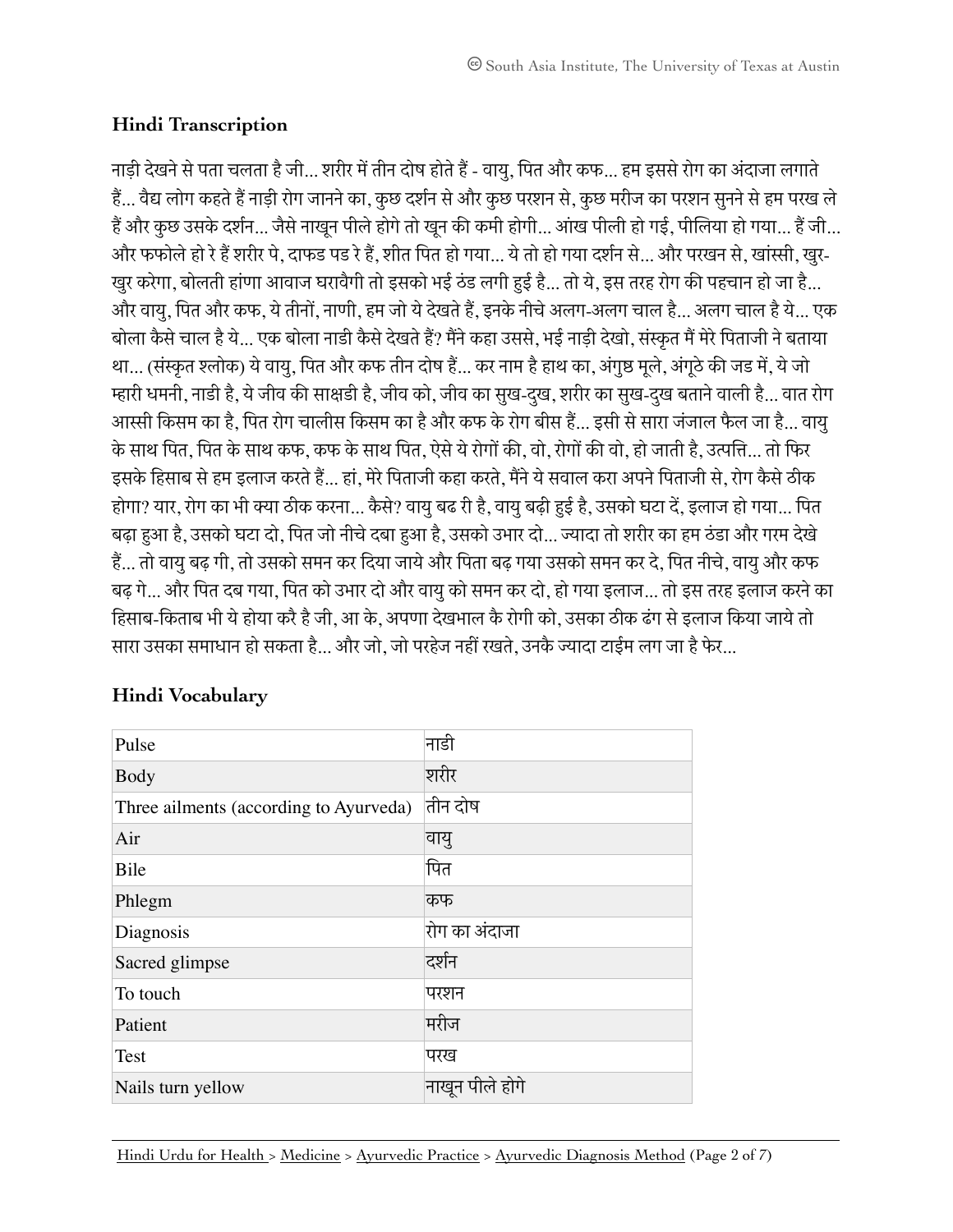## Hindi Transcription

नाड़ी देखने से पता चलता है जी... शरीर में तीन दोष होते हैं - वायु, पित और कफ... हम इससे रोग का अंदाजा लगाते हैं... वैद्य लोग कहते हैं नाड़ी रोग जानने का, कुछ दर्शन से और कुछ परशन से, कुछ मरीज का परशन सुनने से हम परख ले हैं और कुछ उसके दर्शन... जैसे नाखून पीले होगे तो खून की कमी होगी... आंख पीली हो गई, पीलिया हो गया... हैं जी... और फफोले हो रे हैं शरीर पे, दाफड पड रे हैं, शीत पित हो गया... ये तो हो गया दर्शन से... और परखन से, खांस्सी, खुर-खुर करेगा, बोलती हांणा आवाज घरावैगी तो इसको भई ठंड लगी हुई है... तो ये, इस तरह रोग की पहचान हो जा है... और वायु, पित और कफ, ये तीनों, नाणी, हम जो ये देखते हैं, इनके नीचे अलग-अलग चाल है... अलग चाल है ये... एक बोला कैसे चाल है ये... एक बोला नाडी कैसे देखते हैं? मैंने कहा उससे, भई नाड़ी देखो, संस्कृत मैं मेरे पिताजी ने बताया था... (संस्कृत श्लोक) ये वायु, पित और कफ तीन दोष हैं... कर नाम है हाथ का, अंगुष्ठ मूले, अंगूठे की जड में, ये जो म्हारी धमनी, नाडी है, ये जीव की साक्षडी है, जीव को, जीव का सुख-दुख, शरीर का सुख-दुख बताने वाली है... वात रोग आस्सी किसम का है, पित रोग चालीस किसम का है और कफ के रोग बीस हैं... इसी से सारा जंजाल फैल जा है... वायु के साथ पित, पित के साथ कफ, कफ के साथ पित, ऐसे ये रोगों की, वो, रोगों की वो, हो जाती है, उत्पत्ति... तो फिर इसके हिसाब से हम इलाज करते हैं... हां, मेरे पिताजी कहा करते, मैंने ये सवाल करा अपने पिताजी से, रोग कैसे ठीक होगा? यार, रोग का भी क्या ठीक करना... कैसे? वायु बढ री है, वायु बढ़ी हुई है, उसको घटा दें, इलाज हो गया... पित बढ़ा हुआ है, उसको घटा दो, पित जो नीचे दबा हुआ है, उसको उभार दो... ज्यादा तो शरीर का हम ठंडा और गरम देखे हैं... तो वायु बढ़ गी, तो उसको समन कर दिया जाये और पिता बढ़ गया उसको समन कर दे, पित नीचे, वायु और कफ बढ़ गे... और पित दब गया, पित को उभार दो और वायु को समन कर दो, हो गया इलाज... तो इस तरह इलाज करने का हिसाब-किताब भी ये होया करै है जी, आ के, अपणा देखभाल कै रोगी को, उसका ठीक ढंग से इलाज किया जाये तो सारा उसका समाधान हो सकता है... और जो, जो परहेज नहीं रखते, उनकै ज्यादा टाईम लग जा है फेर...

## Hindi Vocabulary

| | |
|---|---|
| Pulse | नाडी |
| Body | शरीर |
| Three ailments (according to Ayurveda) | तीन दोष |
| Air | वायु |
| Bile | पित |
| Phlegm | कफ |
| Diagnosis | रोग का अंदाजा |
| Sacred glimpse | दर्शन |
| To touch | परशन |
| Patient | मरीज |
| Test | परख |
| Nails turn yellow | नाखून पीले होगे |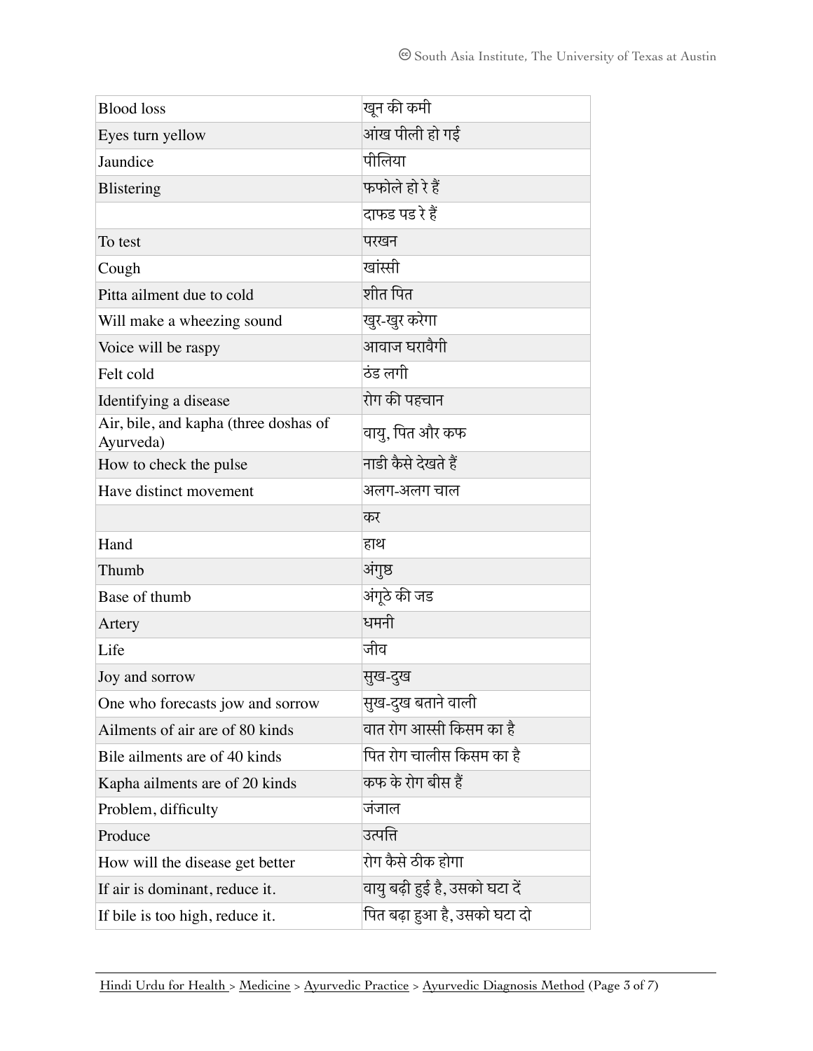| Blood loss | खून की कमी |
|---|---|
| Eyes turn yellow | आंख पीली हो गई |
| Jaundice | पीलिया |
| Blistering | फफोले हो रे हैं |
| | दाफड पड रे हैं |
| To test | परखन |
| Cough | खांस्सी |
| Pitta ailment due to cold | शीत पित |
| Will make a wheezing sound | खुर-खुर करेगा |
| Voice will be raspy | आवाज घरावैगी |
| Felt cold | ठंड लगी |
| Identifying a disease | रोग की पहचान |
| Air, bile, and kapha (three doshas of Ayurveda) | वायु, पित और कफ |
| How to check the pulse | नाडी कैसे देखते हैं |
| Have distinct movement | अलग-अलग चाल |
| | कर |
| Hand | हाथ |
| Thumb | अंगुष्ठ |
| Base of thumb | अंगूठे की जड |
| Artery | धमनी |
| Life | जीव |
| Joy and sorrow | सुख-दुख |
| One who forecasts jow and sorrow | सुख-दुख बताने वाली |
| Ailments of air are of 80 kinds | वात रोग आस्सी किसम का है |
| Bile ailments are of 40 kinds | पित रोग चालीस किसम का है |
| Kapha ailments are of 20 kinds | कफ के रोग बीस हैं |
| Problem, difficulty | जंजाल |
| Produce | उत्पत्ति |
| How will the disease get better | रोग कैसे ठीक होगा |
| If air is dominant, reduce it. | वायु बढ़ी हुई है, उसको घटा दें |
| If bile is too high, reduce it. | पित बढ़ा हुआ है, उसको घटा दो |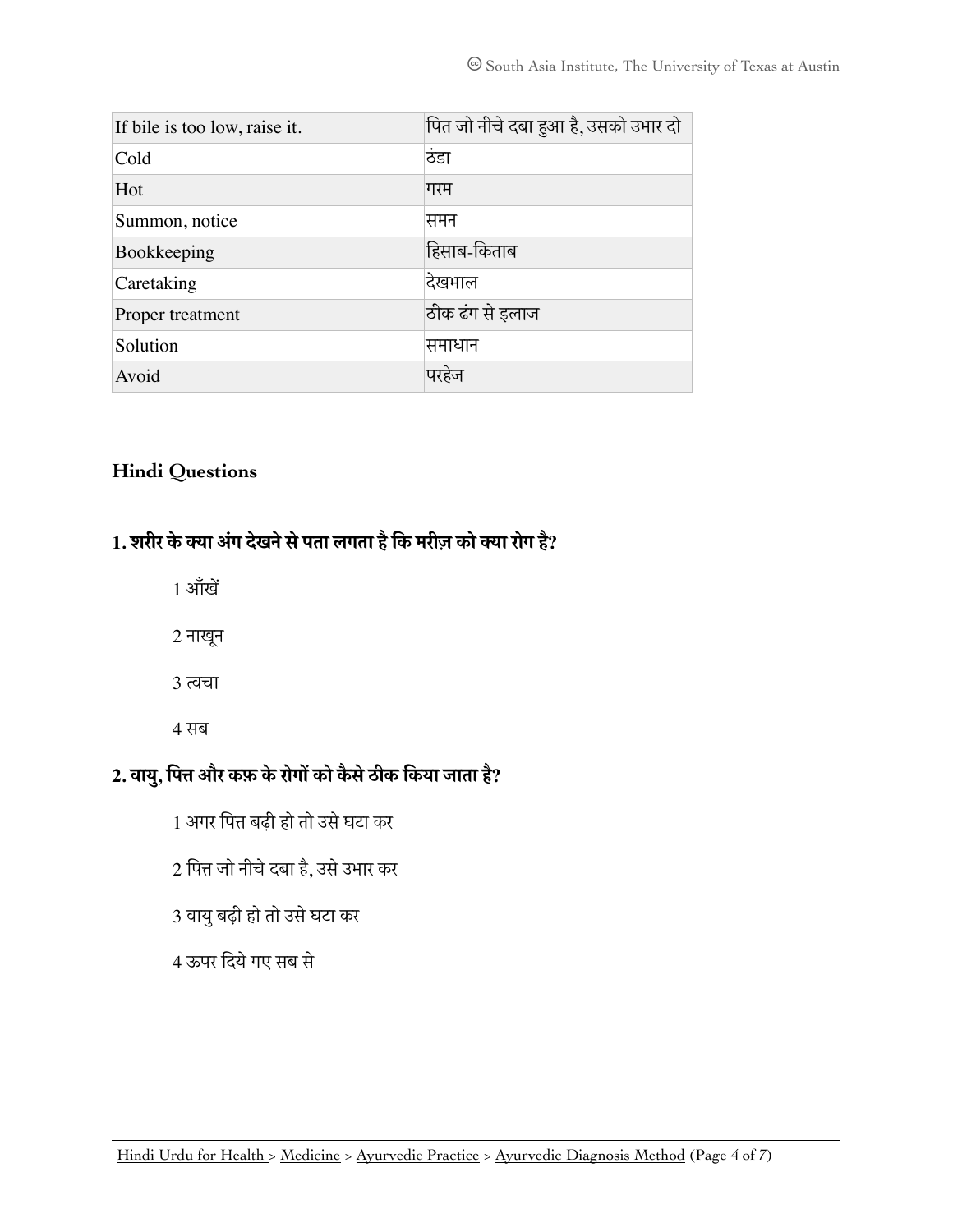| If bile is too low, raise it. | पित जो नीचे दबा हुआ है, उसको उभार दो |
|---|---|
| Cold | ठंडा |
| Hot | गरम |
| Summon, notice | समन |
| Bookkeeping | हिसाब-किताब |
| Caretaking | देखभाल |
| Proper treatment | ठीक ढंग से इलाज |
| Solution | समाधान |
| Avoid | परहेज |

### Hindi Questions

**1. शरीर के क्या अंग देखने से पता लगता है कि मरीज़ को क्या रोग है?**

1 आँखें

2 नाखून

3 त्वचा

4 सब

**2. वायु, पित्त और कफ़ के रोगों को कैसे ठीक किया जाता है?**

1 अगर पित्त बढ़ी हो तो उसे घटा कर

2 पित्त जो नीचे दबा है, उसे उभार कर

3 वायु बढ़ी हो तो उसे घटा कर

4 ऊपर दिये गए सब से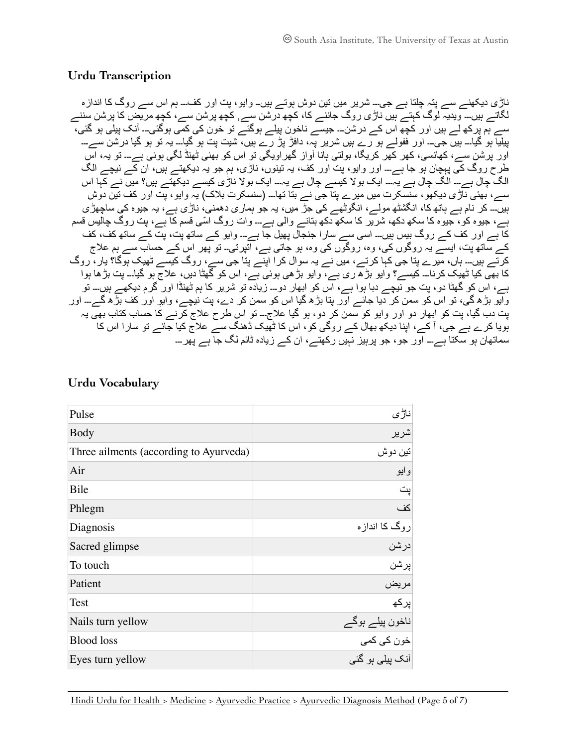## Urdu Transcription

ناڑی دیکھنے سے پتہ چلتا ہے جی-- شریر میں تین دوش ہوتے ہیں- وایو، پت اور کف-- ہم اس سے روگ کا اندازہ لگاتے ہیں-- ویدیہ لوگ کہتے ہیں ناڑی روگ جاننے کا، کچھ درشن سے, کچھ پرشن سے، کچھ مریض کا پرشن سننے سے ہم پرکھ لے ہیں اور کچھ اس کے درشن-- جیسے ناخون پیلے ہوگئے تو خون کی کمی ہوگئی-- آنک پیلی ہو گئی، پیلیا ہو گیا-- ہیں جی-- اور ففولے ہو رہے ہیں شریر پہ، دافڑ پڑ رہے ہیں، شیت پت ہو گیا-- یہ تو ہو گیا درشن سے-- اور پرشن سے، کھانسی، کھر کھر کریگا، بولتی ہانا آواز گھراویگی تو اس کو بھئی ٹھنڈ لگی ہوئی ہے-- تو یہ، اس طرح روگ کی پہچان ہو جا ہے-- اور وایو، پت اور کف، یہ تینوں، ناڑی، ہم جو یہ دیکھتے ہیں، ان کے نیچے الگ الگ چال ہے-- الگ چال ہے یہ-- ایک بولا کیسے چال ہے یہ-- ایک بولا ناڑی کیسے دیکھتے ہیں؟ میں نے کہا اس سے، بھئی ناڑی دیکھو، سنسکرت میں میرے پتا جی نے بتا تھا-- (سنسکرت بلاک) یہ وایو، پت اور کف تین دوش ہیں-- کر نام ہے ہاتھ کا، انگشٹھ مولے، انگوٹھے کی جڑ میں، یہ جو ہماری دھمنی، ناڑی ہے، یہ جیوہ کی ساچھڑی ہے، جیوہ کو، جیوہ کا سکھ دکھ، شریر کا سکھ دکھ بتانے والی ہے-- وات روگ اسّی قسم کا ہے، پت روگ چالیس قسم کا ہے اور کف کے روگ بیس ہیں-- اسی سے سارا جنجال پھیل جا ہے-- وایو کے ساتھ پت، پت کے ساتھ کف، کف کے ساتھ پت، ایسے یہ روگوں کی، وہ، روگوں کی وہ، ہو جاتی ہے، اتپرتی- تو پھر اس کے حساب سے ہم علاج کرتے ہیں-- ہاں، میرے پتا جی کہا کرتے، میں نے یہ سوال کرا اپنے پتا جی سے، روگ کیسے ٹھیک ہوگا؟ یار، روگ کا بھی کیا ٹھیک کرنا-- کیسے؟ وایو بڑھ ری ہے، وایو بڑھی ہوئی ہے، اس کو گھٹا دیں، علاج ہو گیا-- پت بڑھا ہوا ہے، اس کو گھٹا دو، پت جو نیچے دبا ہوا ہے، اس کو ابھار دو-- زیادہ تو شریر کا ہم ٹھنڈا اور گرم دیکھے ہیں-- تو وایو بڑھ گی، تو اس کو سمن کر دیا جائے اور پتا بڑھ گیا اس کو سمن کر دے، پت نیچے، وایو اور کف بڑھ گے-- اور پت دب گیا، پت کو ابھار دو اور وایو کو سمن کر دو، ہو گیا علاج-- تو اس طرح علاج کرنے کا حساب کتاب بھی یہ ہویا کرے ہے جی، آ کے، اپنا دیکھ بھال کے روگی کو، اس کا ٹھیک ڈھنگ سے علاج کیا جائے تو سارا اس کا سماتھان ہو سکتا ہے-- اور جو، جو پرہیز نہیں رکھتے، ان کے زیادہ ٹائم لگ جا ہے پھر--

## Urdu Vocabulary

| | |
|---|---|
| Pulse | ناڑی |
| Body | شریر |
| Three ailments (according to Ayurveda) | تین دوش |
| Air | وایو |
| Bile | پت |
| Phlegm | کف |
| Diagnosis | روگ کا اندازہ |
| Sacred glimpse | درشن |
| To touch | پرشن |
| Patient | مریض |
| Test | پرکھ |
| Nails turn yellow | ناخون پیلے ہوگے |
| Blood loss | خون کی کمی |
| Eyes turn yellow | آنک پیلی ہو گئی |

Hindi Urdu for Health > Medicine > Ayurvedic Practice > Ayurvedic Diagnosis Method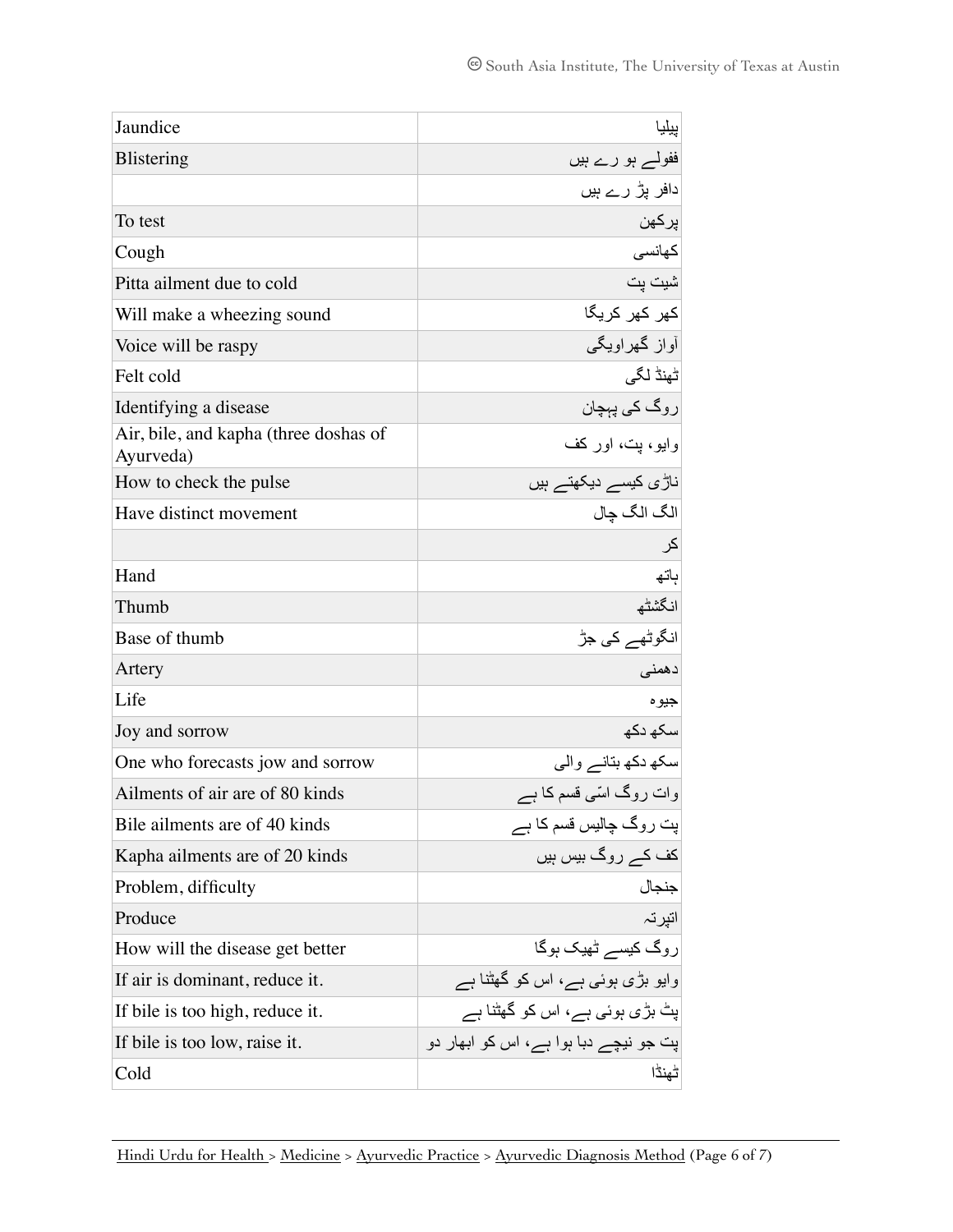| | |
|---|---|
| Jaundice | پیلیا |
| Blistering | ففولے ہو رہے ہیں |
| | دافر پڑ رہے ہیں |
| To test | پرکھن |
| Cough | کھانسی |
| Pitta ailment due to cold | شیت پت |
| Will make a wheezing sound | کھر کھر کریگا |
| Voice will be raspy | آواز گھراویگی |
| Felt cold | ٹھنڈ لگی |
| Identifying a disease | روگ کی پہچان |
| Air, bile, and kapha (three doshas of Ayurveda) | وایو، پت، اور کف |
| How to check the pulse | ناڑی کیسے دیکھتے ہیں |
| Have distinct movement | الگ الگ چال |
| | کر |
| Hand | ہاتھ |
| Thumb | انگشٹھ |
| Base of thumb | انگوٹھے کی جڑ |
| Artery | دھمنی |
| Life | جیوہ |
| Joy and sorrow | سکھ دکھ |
| One who forecasts jow and sorrow | سکھ دکھ بتانے والی |
| Ailments of air are of 80 kinds | وات روگ اسّی قسم کا ہے |
| Bile ailments are of 40 kinds | پت روگ چالیس قسم کا ہے |
| Kapha ailments are of 20 kinds | کف کے روگ بیس ہیں |
| Problem, difficulty | جنجال |
| Produce | اتپرتہ |
| How will the disease get better | روگ کیسے ٹھیک ہوگا |
| If air is dominant, reduce it. | وایو بڑی ہوئی ہے، اس کو گھٹنا ہے |
| If bile is too high, reduce it. | پٹ بڑی ہوئی ہے، اس کو گھٹنا ہے |
| If bile is too low, raise it. | پت جو نیچے دبا ہوا ہے، اس کو ابھار دو |
| Cold | ٹھنڈا |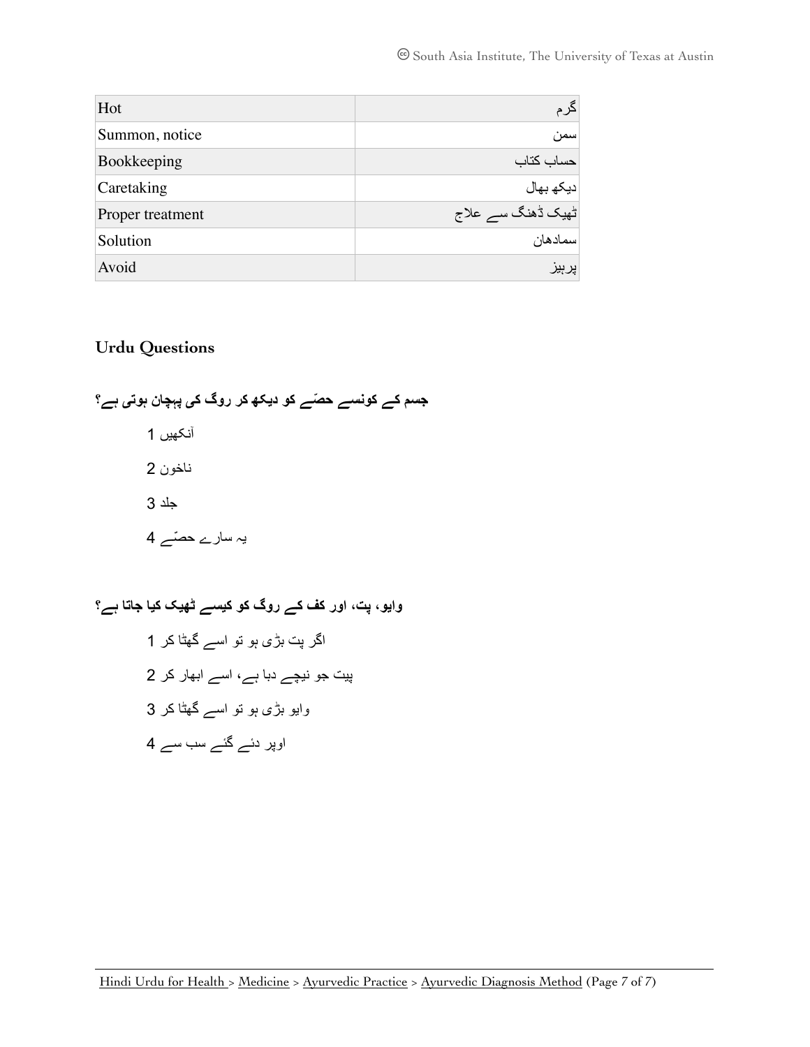| | |
|---|---|
| Hot | گرم |
| Summon, notice | سمن |
| Bookkeeping | حساب کتاب |
| Caretaking | دیکھ بھال |
| Proper treatment | ٹھیک ڈھنگ سے علاج |
| Solution | سمادھان |
| Avoid | پرہیز |

## Urdu Questions

**جسم کے کونسے حصّے کو دیکھ کر روگ کی پہچان ہوتی ہے؟**

1 آنکھیں

2 ناخون

3 جلد

4 یہ سارے حصّے

**وایو، پت، اور کف کے روگ کو کیسے ٹھیک کیا جاتا ہے؟**

1 اگر پت بڑی ہو تو اسے گھٹا کر

2 پیت جو نیچے دبا ہے، اسے ابھار کر

3 وایو بڑی ہو تو اسے گھٹا کر

4 اوپر دئے گئے سب سے